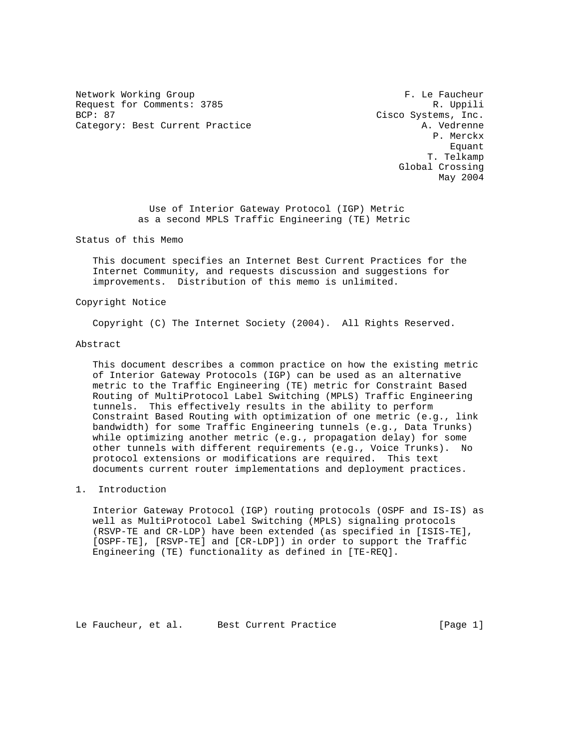Network Working Group F. Le Faucheur
Request for Comments: 3785 R. Uppili
BCP: 87 Cisco Systems, Inc.
Category: Best Current Practice A. Vedrenne
P. Merckx
Equant
T. Telkamp
Global Crossing
May 2004

# Use of Interior Gateway Protocol (IGP) Metric as a second MPLS Traffic Engineering (TE) Metric

## Status of this Memo

This document specifies an Internet Best Current Practices for the Internet Community, and requests discussion and suggestions for improvements. Distribution of this memo is unlimited.

## Copyright Notice

Copyright (C) The Internet Society (2004). All Rights Reserved.

## Abstract

This document describes a common practice on how the existing metric of Interior Gateway Protocols (IGP) can be used as an alternative metric to the Traffic Engineering (TE) metric for Constraint Based Routing of MultiProtocol Label Switching (MPLS) Traffic Engineering tunnels. This effectively results in the ability to perform Constraint Based Routing with optimization of one metric (e.g., link bandwidth) for some Traffic Engineering tunnels (e.g., Data Trunks) while optimizing another metric (e.g., propagation delay) for some other tunnels with different requirements (e.g., Voice Trunks). No protocol extensions or modifications are required. This text documents current router implementations and deployment practices.

## 1. Introduction

Interior Gateway Protocol (IGP) routing protocols (OSPF and IS-IS) as well as MultiProtocol Label Switching (MPLS) signaling protocols (RSVP-TE and CR-LDP) have been extended (as specified in [ISIS-TE], [OSPF-TE], [RSVP-TE] and [CR-LDP]) in order to support the Traffic Engineering (TE) functionality as defined in [TE-REQ].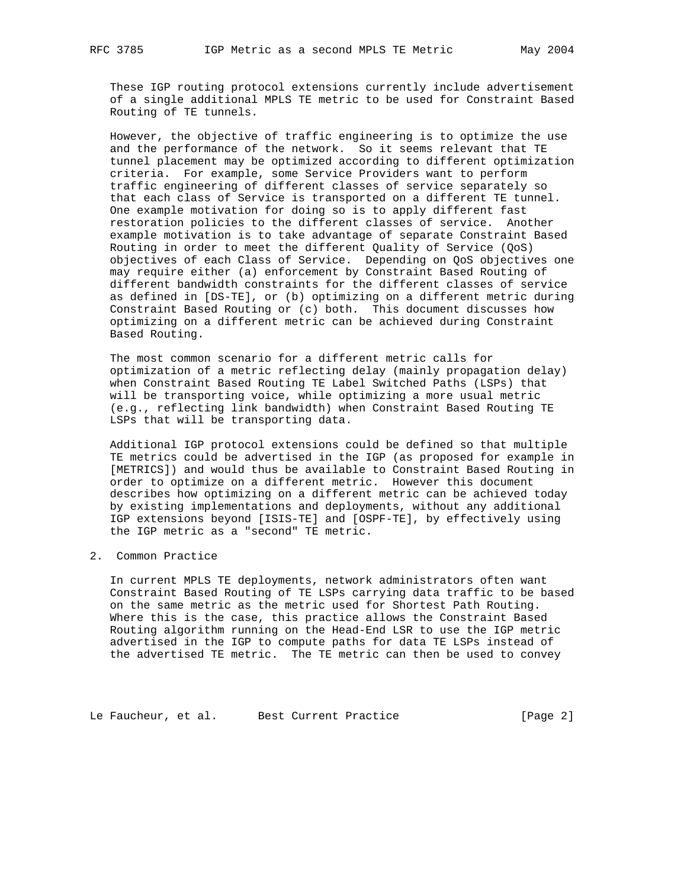These IGP routing protocol extensions currently include advertisement of a single additional MPLS TE metric to be used for Constraint Based Routing of TE tunnels.

However, the objective of traffic engineering is to optimize the use and the performance of the network. So it seems relevant that TE tunnel placement may be optimized according to different optimization criteria. For example, some Service Providers want to perform traffic engineering of different classes of service separately so that each class of Service is transported on a different TE tunnel. One example motivation for doing so is to apply different fast restoration policies to the different classes of service. Another example motivation is to take advantage of separate Constraint Based Routing in order to meet the different Quality of Service (QoS) objectives of each Class of Service. Depending on QoS objectives one may require either (a) enforcement by Constraint Based Routing of different bandwidth constraints for the different classes of service as defined in [DS-TE], or (b) optimizing on a different metric during Constraint Based Routing or (c) both. This document discusses how optimizing on a different metric can be achieved during Constraint Based Routing.

The most common scenario for a different metric calls for optimization of a metric reflecting delay (mainly propagation delay) when Constraint Based Routing TE Label Switched Paths (LSPs) that will be transporting voice, while optimizing a more usual metric (e.g., reflecting link bandwidth) when Constraint Based Routing TE LSPs that will be transporting data.

Additional IGP protocol extensions could be defined so that multiple TE metrics could be advertised in the IGP (as proposed for example in [METRICS]) and would thus be available to Constraint Based Routing in order to optimize on a different metric. However this document describes how optimizing on a different metric can be achieved today by existing implementations and deployments, without any additional IGP extensions beyond [ISIS-TE] and [OSPF-TE], by effectively using the IGP metric as a "second" TE metric.

## 2. Common Practice

In current MPLS TE deployments, network administrators often want Constraint Based Routing of TE LSPs carrying data traffic to be based on the same metric as the metric used for Shortest Path Routing. Where this is the case, this practice allows the Constraint Based Routing algorithm running on the Head-End LSR to use the IGP metric advertised in the IGP to compute paths for data TE LSPs instead of the advertised TE metric. The TE metric can then be used to convey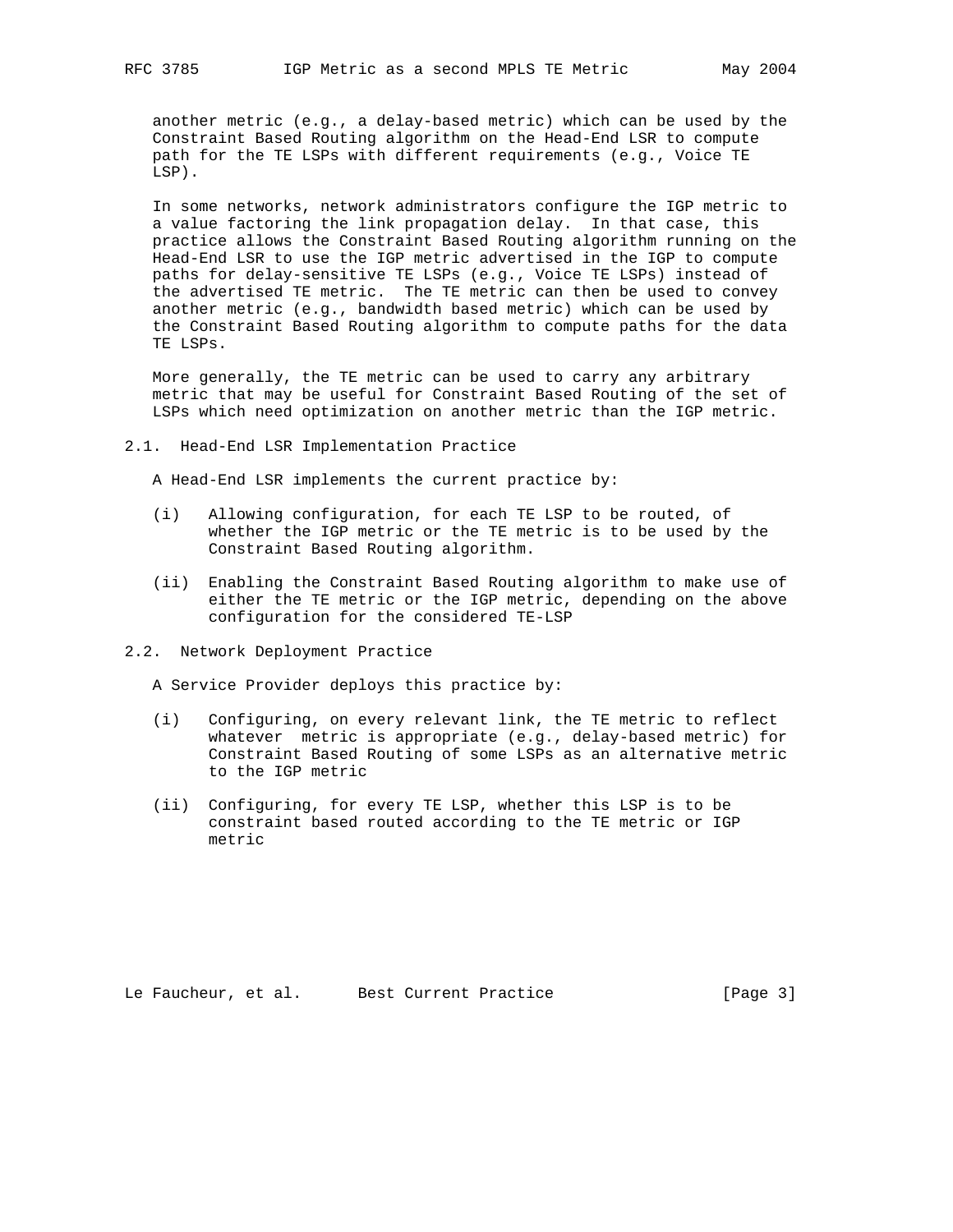another metric (e.g., a delay-based metric) which can be used by the Constraint Based Routing algorithm on the Head-End LSR to compute path for the TE LSPs with different requirements (e.g., Voice TE LSP).

In some networks, network administrators configure the IGP metric to a value factoring the link propagation delay. In that case, this practice allows the Constraint Based Routing algorithm running on the Head-End LSR to use the IGP metric advertised in the IGP to compute paths for delay-sensitive TE LSPs (e.g., Voice TE LSPs) instead of the advertised TE metric. The TE metric can then be used to convey another metric (e.g., bandwidth based metric) which can be used by the Constraint Based Routing algorithm to compute paths for the data TE LSPs.

More generally, the TE metric can be used to carry any arbitrary metric that may be useful for Constraint Based Routing of the set of LSPs which need optimization on another metric than the IGP metric.

## 2.1. Head-End LSR Implementation Practice

A Head-End LSR implements the current practice by:

(i) Allowing configuration, for each TE LSP to be routed, of whether the IGP metric or the TE metric is to be used by the Constraint Based Routing algorithm.

(ii) Enabling the Constraint Based Routing algorithm to make use of either the TE metric or the IGP metric, depending on the above configuration for the considered TE-LSP

## 2.2. Network Deployment Practice

A Service Provider deploys this practice by:

(i) Configuring, on every relevant link, the TE metric to reflect whatever metric is appropriate (e.g., delay-based metric) for Constraint Based Routing of some LSPs as an alternative metric to the IGP metric

(ii) Configuring, for every TE LSP, whether this LSP is to be constraint based routed according to the TE metric or IGP metric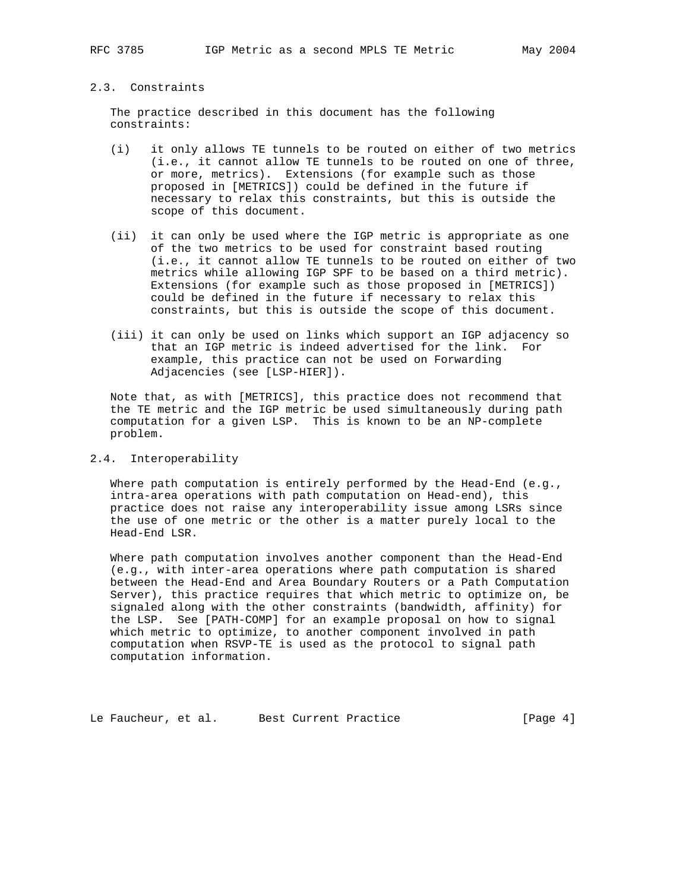### 2.3. Constraints

The practice described in this document has the following constraints:

(i) it only allows TE tunnels to be routed on either of two metrics (i.e., it cannot allow TE tunnels to be routed on one of three, or more, metrics). Extensions (for example such as those proposed in [METRICS]) could be defined in the future if necessary to relax this constraints, but this is outside the scope of this document.

(ii) it can only be used where the IGP metric is appropriate as one of the two metrics to be used for constraint based routing (i.e., it cannot allow TE tunnels to be routed on either of two metrics while allowing IGP SPF to be based on a third metric). Extensions (for example such as those proposed in [METRICS]) could be defined in the future if necessary to relax this constraints, but this is outside the scope of this document.

(iii) it can only be used on links which support an IGP adjacency so that an IGP metric is indeed advertised for the link. For example, this practice can not be used on Forwarding Adjacencies (see [LSP-HIER]).

Note that, as with [METRICS], this practice does not recommend that the TE metric and the IGP metric be used simultaneously during path computation for a given LSP. This is known to be an NP-complete problem.

### 2.4. Interoperability

Where path computation is entirely performed by the Head-End (e.g., intra-area operations with path computation on Head-end), this practice does not raise any interoperability issue among LSRs since the use of one metric or the other is a matter purely local to the Head-End LSR.

Where path computation involves another component than the Head-End (e.g., with inter-area operations where path computation is shared between the Head-End and Area Boundary Routers or a Path Computation Server), this practice requires that which metric to optimize on, be signaled along with the other constraints (bandwidth, affinity) for the LSP. See [PATH-COMP] for an example proposal on how to signal which metric to optimize, to another component involved in path computation when RSVP-TE is used as the protocol to signal path computation information.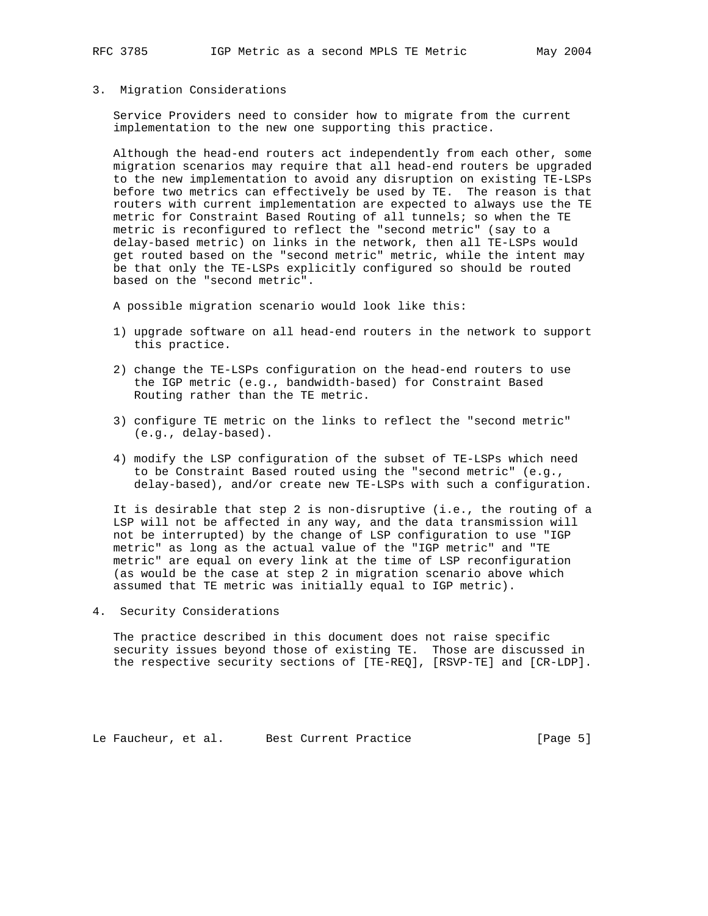## 3. Migration Considerations

Service Providers need to consider how to migrate from the current implementation to the new one supporting this practice.

Although the head-end routers act independently from each other, some migration scenarios may require that all head-end routers be upgraded to the new implementation to avoid any disruption on existing TE-LSPs before two metrics can effectively be used by TE. The reason is that routers with current implementation are expected to always use the TE metric for Constraint Based Routing of all tunnels; so when the TE metric is reconfigured to reflect the "second metric" (say to a delay-based metric) on links in the network, then all TE-LSPs would get routed based on the "second metric" metric, while the intent may be that only the TE-LSPs explicitly configured so should be routed based on the "second metric".

A possible migration scenario would look like this:

1) upgrade software on all head-end routers in the network to support this practice.

2) change the TE-LSPs configuration on the head-end routers to use the IGP metric (e.g., bandwidth-based) for Constraint Based Routing rather than the TE metric.

3) configure TE metric on the links to reflect the "second metric" (e.g., delay-based).

4) modify the LSP configuration of the subset of TE-LSPs which need to be Constraint Based routed using the "second metric" (e.g., delay-based), and/or create new TE-LSPs with such a configuration.

It is desirable that step 2 is non-disruptive (i.e., the routing of a LSP will not be affected in any way, and the data transmission will not be interrupted) by the change of LSP configuration to use "IGP metric" as long as the actual value of the "IGP metric" and "TE metric" are equal on every link at the time of LSP reconfiguration (as would be the case at step 2 in migration scenario above which assumed that TE metric was initially equal to IGP metric).

## 4. Security Considerations

The practice described in this document does not raise specific security issues beyond those of existing TE. Those are discussed in the respective security sections of [TE-REQ], [RSVP-TE] and [CR-LDP].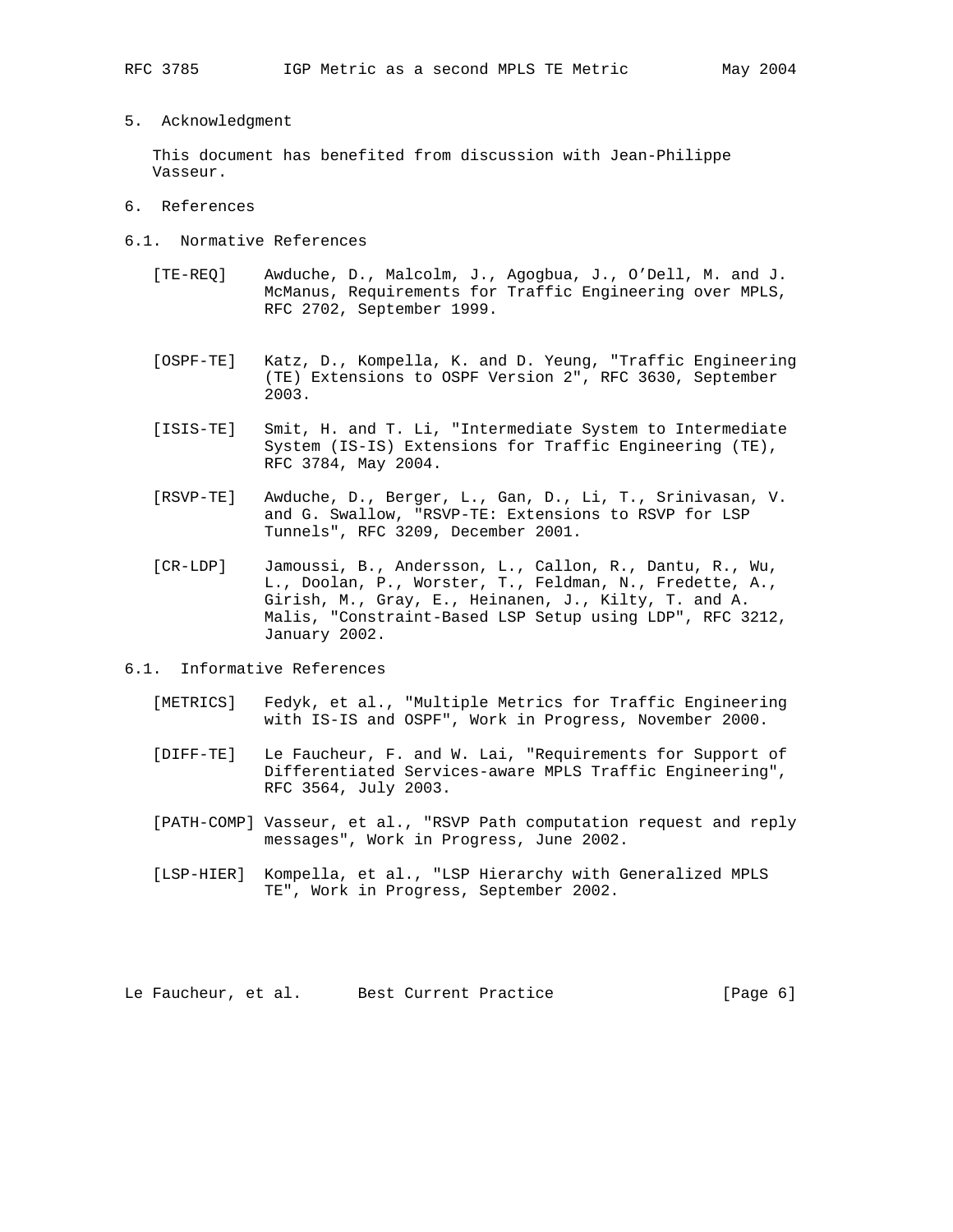## 5. Acknowledgment

This document has benefited from discussion with Jean-Philippe Vasseur.

## 6. References

### 6.1. Normative References

[TE-REQ] Awduche, D., Malcolm, J., Agogbua, J., O'Dell, M. and J. McManus, Requirements for Traffic Engineering over MPLS, RFC 2702, September 1999.

[OSPF-TE] Katz, D., Kompella, K. and D. Yeung, "Traffic Engineering (TE) Extensions to OSPF Version 2", RFC 3630, September 2003.

[ISIS-TE] Smit, H. and T. Li, "Intermediate System to Intermediate System (IS-IS) Extensions for Traffic Engineering (TE), RFC 3784, May 2004.

[RSVP-TE] Awduche, D., Berger, L., Gan, D., Li, T., Srinivasan, V. and G. Swallow, "RSVP-TE: Extensions to RSVP for LSP Tunnels", RFC 3209, December 2001.

[CR-LDP] Jamoussi, B., Andersson, L., Callon, R., Dantu, R., Wu, L., Doolan, P., Worster, T., Feldman, N., Fredette, A., Girish, M., Gray, E., Heinanen, J., Kilty, T. and A. Malis, "Constraint-Based LSP Setup using LDP", RFC 3212, January 2002.

### 6.1. Informative References

[METRICS] Fedyk, et al., "Multiple Metrics for Traffic Engineering with IS-IS and OSPF", Work in Progress, November 2000.

[DIFF-TE] Le Faucheur, F. and W. Lai, "Requirements for Support of Differentiated Services-aware MPLS Traffic Engineering", RFC 3564, July 2003.

[PATH-COMP] Vasseur, et al., "RSVP Path computation request and reply messages", Work in Progress, June 2002.

[LSP-HIER] Kompella, et al., "LSP Hierarchy with Generalized MPLS TE", Work in Progress, September 2002.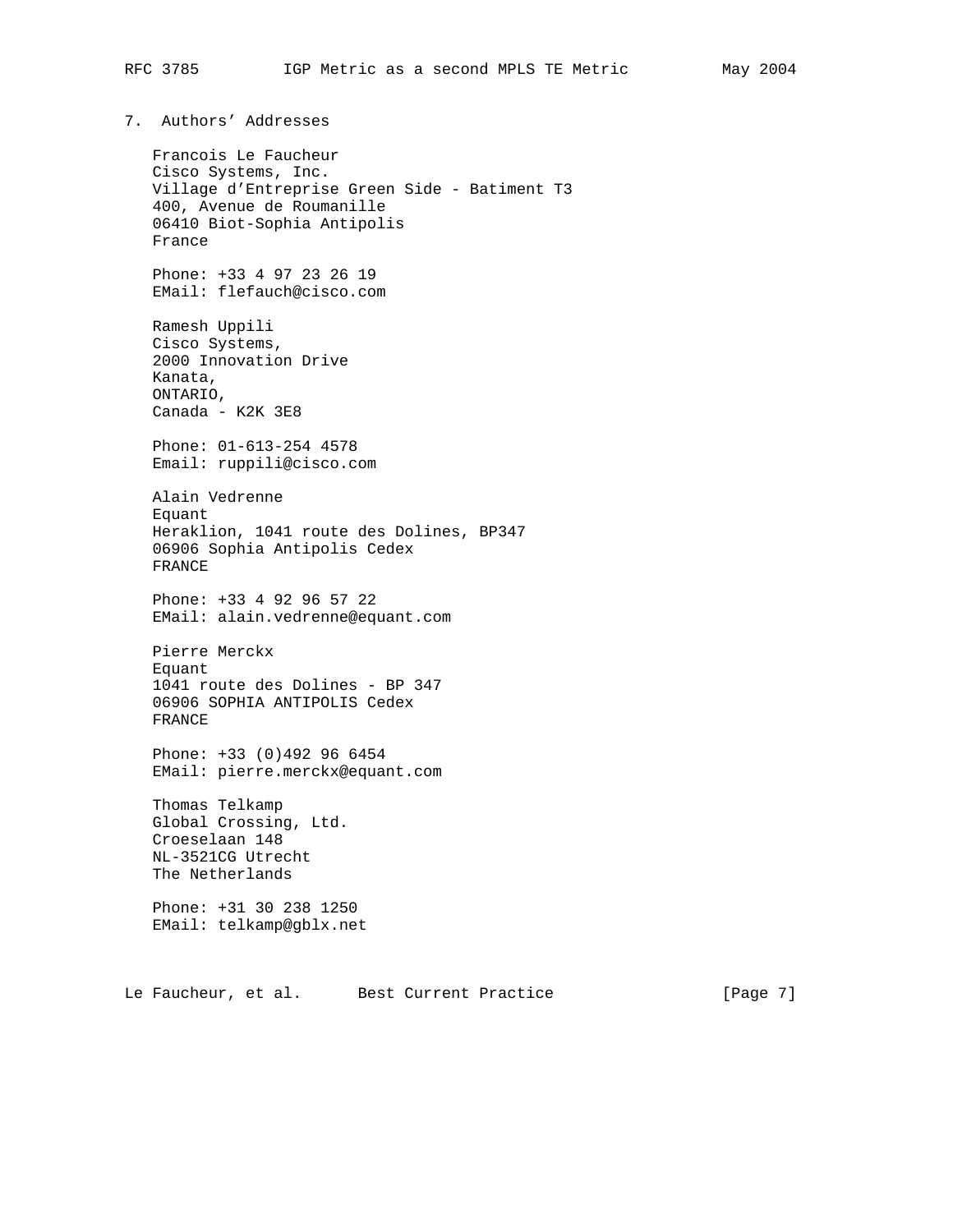## 7. Authors' Addresses

Francois Le Faucheur
Cisco Systems, Inc.
Village d'Entreprise Green Side - Batiment T3
400, Avenue de Roumanille
06410 Biot-Sophia Antipolis
France

Phone: +33 4 97 23 26 19
EMail: flefauch@cisco.com

Ramesh Uppili
Cisco Systems,
2000 Innovation Drive
Kanata,
ONTARIO,
Canada - K2K 3E8

Phone: 01-613-254 4578
Email: ruppili@cisco.com

Alain Vedrenne
Equant
Heraklion, 1041 route des Dolines, BP347
06906 Sophia Antipolis Cedex
FRANCE

Phone: +33 4 92 96 57 22
EMail: alain.vedrenne@equant.com

Pierre Merckx
Equant
1041 route des Dolines - BP 347
06906 SOPHIA ANTIPOLIS Cedex
FRANCE

Phone: +33 (0)492 96 6454
EMail: pierre.merckx@equant.com

Thomas Telkamp
Global Crossing, Ltd.
Croeselaan 148
NL-3521CG Utrecht
The Netherlands

Phone: +31 30 238 1250
EMail: telkamp@gblx.net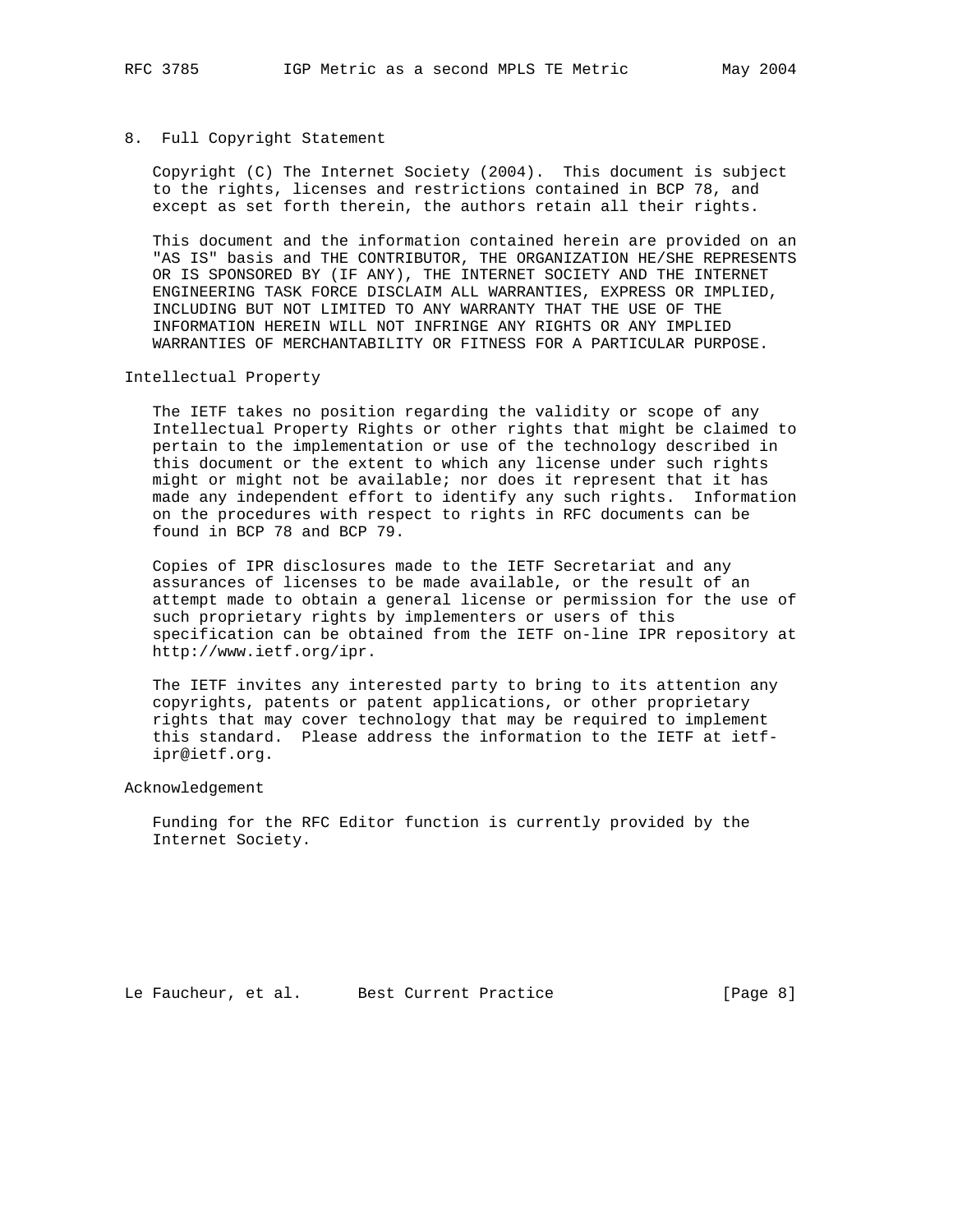## 8. Full Copyright Statement

Copyright (C) The Internet Society (2004). This document is subject to the rights, licenses and restrictions contained in BCP 78, and except as set forth therein, the authors retain all their rights.

This document and the information contained herein are provided on an "AS IS" basis and THE CONTRIBUTOR, THE ORGANIZATION HE/SHE REPRESENTS OR IS SPONSORED BY (IF ANY), THE INTERNET SOCIETY AND THE INTERNET ENGINEERING TASK FORCE DISCLAIM ALL WARRANTIES, EXPRESS OR IMPLIED, INCLUDING BUT NOT LIMITED TO ANY WARRANTY THAT THE USE OF THE INFORMATION HEREIN WILL NOT INFRINGE ANY RIGHTS OR ANY IMPLIED WARRANTIES OF MERCHANTABILITY OR FITNESS FOR A PARTICULAR PURPOSE.

## Intellectual Property

The IETF takes no position regarding the validity or scope of any Intellectual Property Rights or other rights that might be claimed to pertain to the implementation or use of the technology described in this document or the extent to which any license under such rights might or might not be available; nor does it represent that it has made any independent effort to identify any such rights. Information on the procedures with respect to rights in RFC documents can be found in BCP 78 and BCP 79.

Copies of IPR disclosures made to the IETF Secretariat and any assurances of licenses to be made available, or the result of an attempt made to obtain a general license or permission for the use of such proprietary rights by implementers or users of this specification can be obtained from the IETF on-line IPR repository at http://www.ietf.org/ipr.

The IETF invites any interested party to bring to its attention any copyrights, patents or patent applications, or other proprietary rights that may cover technology that may be required to implement this standard. Please address the information to the IETF at ietf-ipr@ietf.org.

## Acknowledgement

Funding for the RFC Editor function is currently provided by the Internet Society.